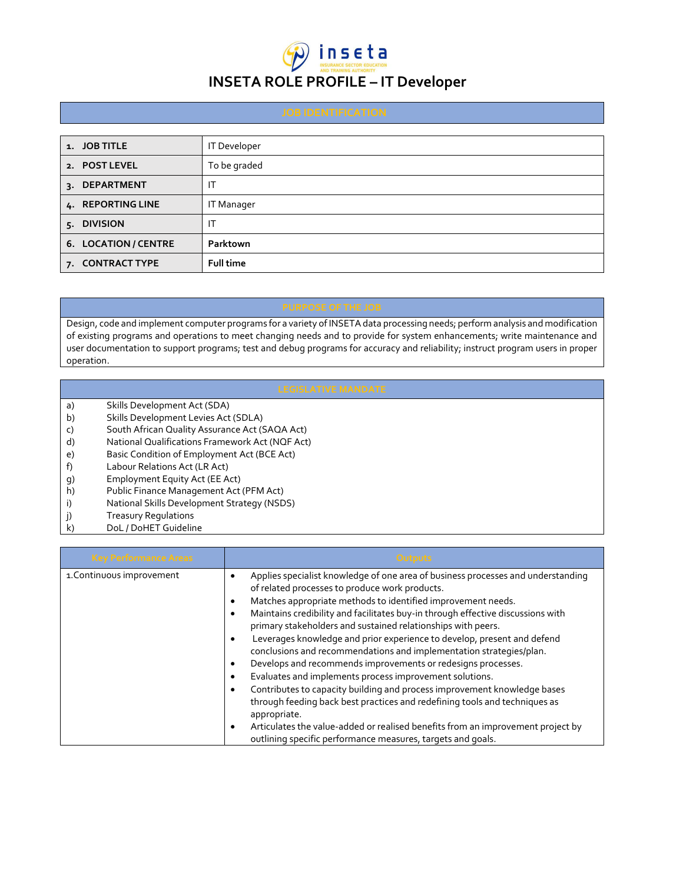# INSETA ROLE PROFILE – IT Developer

## JOB IDENTIFICATION

| | |
|---|---|
| 1. **JOB TITLE** | IT Developer |
| 2. **POST LEVEL** | To be graded |
| 3. **DEPARTMENT** | IT |
| 4. **REPORTING LINE** | IT Manager |
| 5. **DIVISION** | IT |
| 6. **LOCATION / CENTRE** | **Parktown** |
| 7. **CONTRACT TYPE** | **Full time** |

## PURPOSE OF THE JOB

Design, code and implement computer programs for a variety of INSETA data processing needs; perform analysis and modification of existing programs and operations to meet changing needs and to provide for system enhancements; write maintenance and user documentation to support programs; test and debug programs for accuracy and reliability; instruct program users in proper operation.

## LEGISLATIVE MANDATE

a) Skills Development Act (SDA)
b) Skills Development Levies Act (SDLA)
c) South African Quality Assurance Act (SAQA Act)
d) National Qualifications Framework Act (NQF Act)
e) Basic Condition of Employment Act (BCE Act)
f) Labour Relations Act (LR Act)
g) Employment Equity Act (EE Act)
h) Public Finance Management Act (PFM Act)
i) National Skills Development Strategy (NSDS)
j) Treasury Regulations
k) DoL / DoHET Guideline

| Key Performance Areas | Outputs |
|---|---|
| 1.Continuous improvement | • Applies specialist knowledge of one area of business processes and understanding of related processes to produce work products.<br>• Matches appropriate methods to identified improvement needs.<br>• Maintains credibility and facilitates buy-in through effective discussions with primary stakeholders and sustained relationships with peers.<br>• Leverages knowledge and prior experience to develop, present and defend conclusions and recommendations and implementation strategies/plan.<br>• Develops and recommends improvements or redesigns processes.<br>• Evaluates and implements process improvement solutions.<br>• Contributes to capacity building and process improvement knowledge bases through feeding back best practices and redefining tools and techniques as appropriate.<br>• Articulates the value-added or realised benefits from an improvement project by outlining specific performance measures, targets and goals. |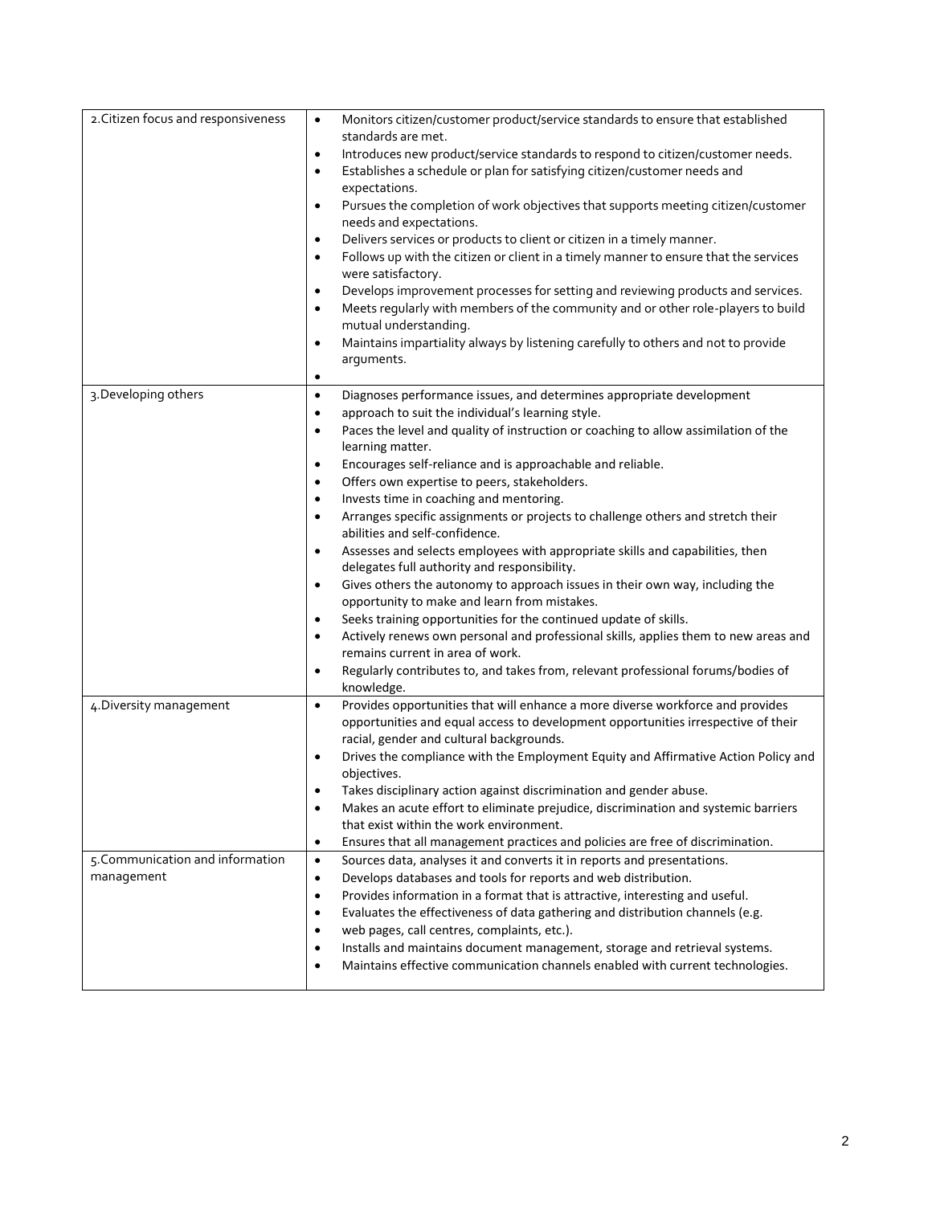| | |
|---|---|
| 2.Citizen focus and responsiveness | • Monitors citizen/customer product/service standards to ensure that established standards are met.<br>• Introduces new product/service standards to respond to citizen/customer needs.<br>• Establishes a schedule or plan for satisfying citizen/customer needs and expectations.<br>• Pursues the completion of work objectives that supports meeting citizen/customer needs and expectations.<br>• Delivers services or products to client or citizen in a timely manner.<br>• Follows up with the citizen or client in a timely manner to ensure that the services were satisfactory.<br>• Develops improvement processes for setting and reviewing products and services.<br>• Meets regularly with members of the community and or other role-players to build mutual understanding.<br>• Maintains impartiality always by listening carefully to others and not to provide arguments.<br>• |
| 3.Developing others | • Diagnoses performance issues, and determines appropriate development<br>• approach to suit the individual's learning style.<br>• Paces the level and quality of instruction or coaching to allow assimilation of the learning matter.<br>• Encourages self-reliance and is approachable and reliable.<br>• Offers own expertise to peers, stakeholders.<br>• Invests time in coaching and mentoring.<br>• Arranges specific assignments or projects to challenge others and stretch their abilities and self-confidence.<br>• Assesses and selects employees with appropriate skills and capabilities, then delegates full authority and responsibility.<br>• Gives others the autonomy to approach issues in their own way, including the opportunity to make and learn from mistakes.<br>• Seeks training opportunities for the continued update of skills.<br>• Actively renews own personal and professional skills, applies them to new areas and remains current in area of work.<br>• Regularly contributes to, and takes from, relevant professional forums/bodies of knowledge. |
| 4.Diversity management | • Provides opportunities that will enhance a more diverse workforce and provides opportunities and equal access to development opportunities irrespective of their racial, gender and cultural backgrounds.<br>• Drives the compliance with the Employment Equity and Affirmative Action Policy and objectives.<br>• Takes disciplinary action against discrimination and gender abuse.<br>• Makes an acute effort to eliminate prejudice, discrimination and systemic barriers that exist within the work environment.<br>• Ensures that all management practices and policies are free of discrimination. |
| 5.Communication and information management | • Sources data, analyses it and converts it in reports and presentations.<br>• Develops databases and tools for reports and web distribution.<br>• Provides information in a format that is attractive, interesting and useful.<br>• Evaluates the effectiveness of data gathering and distribution channels (e.g.<br>• web pages, call centres, complaints, etc.).<br>• Installs and maintains document management, storage and retrieval systems.<br>• Maintains effective communication channels enabled with current technologies. |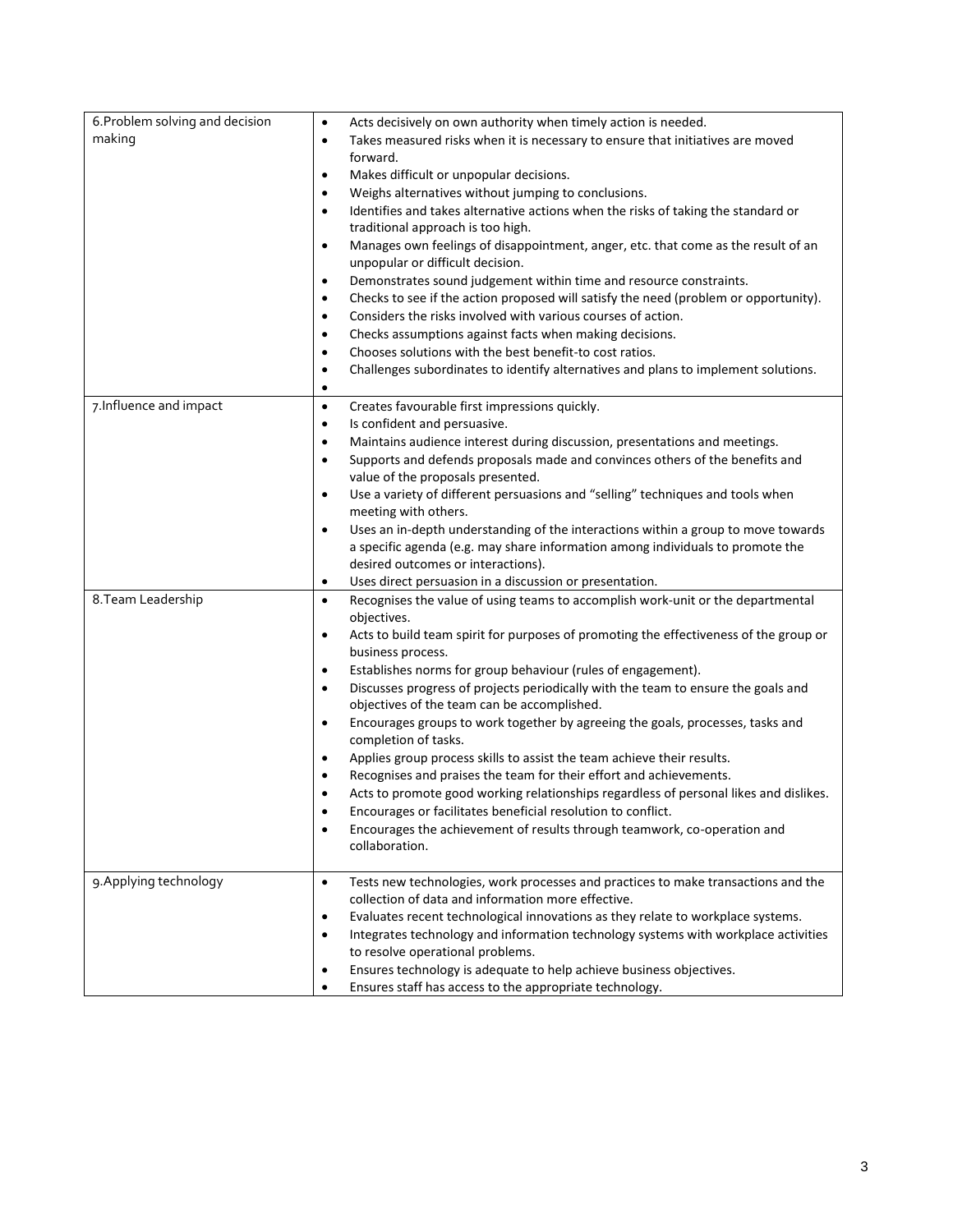| | |
|---|---|
| 6.Problem solving and decision making | • Acts decisively on own authority when timely action is needed.<br>• Takes measured risks when it is necessary to ensure that initiatives are moved forward.<br>• Makes difficult or unpopular decisions.<br>• Weighs alternatives without jumping to conclusions.<br>• Identifies and takes alternative actions when the risks of taking the standard or traditional approach is too high.<br>• Manages own feelings of disappointment, anger, etc. that come as the result of an unpopular or difficult decision.<br>• Demonstrates sound judgement within time and resource constraints.<br>• Checks to see if the action proposed will satisfy the need (problem or opportunity).<br>• Considers the risks involved with various courses of action.<br>• Checks assumptions against facts when making decisions.<br>• Chooses solutions with the best benefit-to cost ratios.<br>• Challenges subordinates to identify alternatives and plans to implement solutions.<br>• |
| 7.Influence and impact | • Creates favourable first impressions quickly.<br>• Is confident and persuasive.<br>• Maintains audience interest during discussion, presentations and meetings.<br>• Supports and defends proposals made and convinces others of the benefits and value of the proposals presented.<br>• Use a variety of different persuasions and "selling" techniques and tools when meeting with others.<br>• Uses an in-depth understanding of the interactions within a group to move towards a specific agenda (e.g. may share information among individuals to promote the desired outcomes or interactions).<br>• Uses direct persuasion in a discussion or presentation. |
| 8.Team Leadership | • Recognises the value of using teams to accomplish work-unit or the departmental objectives.<br>• Acts to build team spirit for purposes of promoting the effectiveness of the group or business process.<br>• Establishes norms for group behaviour (rules of engagement).<br>• Discusses progress of projects periodically with the team to ensure the goals and objectives of the team can be accomplished.<br>• Encourages groups to work together by agreeing the goals, processes, tasks and completion of tasks.<br>• Applies group process skills to assist the team achieve their results.<br>• Recognises and praises the team for their effort and achievements.<br>• Acts to promote good working relationships regardless of personal likes and dislikes.<br>• Encourages or facilitates beneficial resolution to conflict.<br>• Encourages the achievement of results through teamwork, co-operation and collaboration. |
| 9.Applying technology | • Tests new technologies, work processes and practices to make transactions and the collection of data and information more effective.<br>• Evaluates recent technological innovations as they relate to workplace systems.<br>• Integrates technology and information technology systems with workplace activities to resolve operational problems.<br>• Ensures technology is adequate to help achieve business objectives.<br>• Ensures staff has access to the appropriate technology. |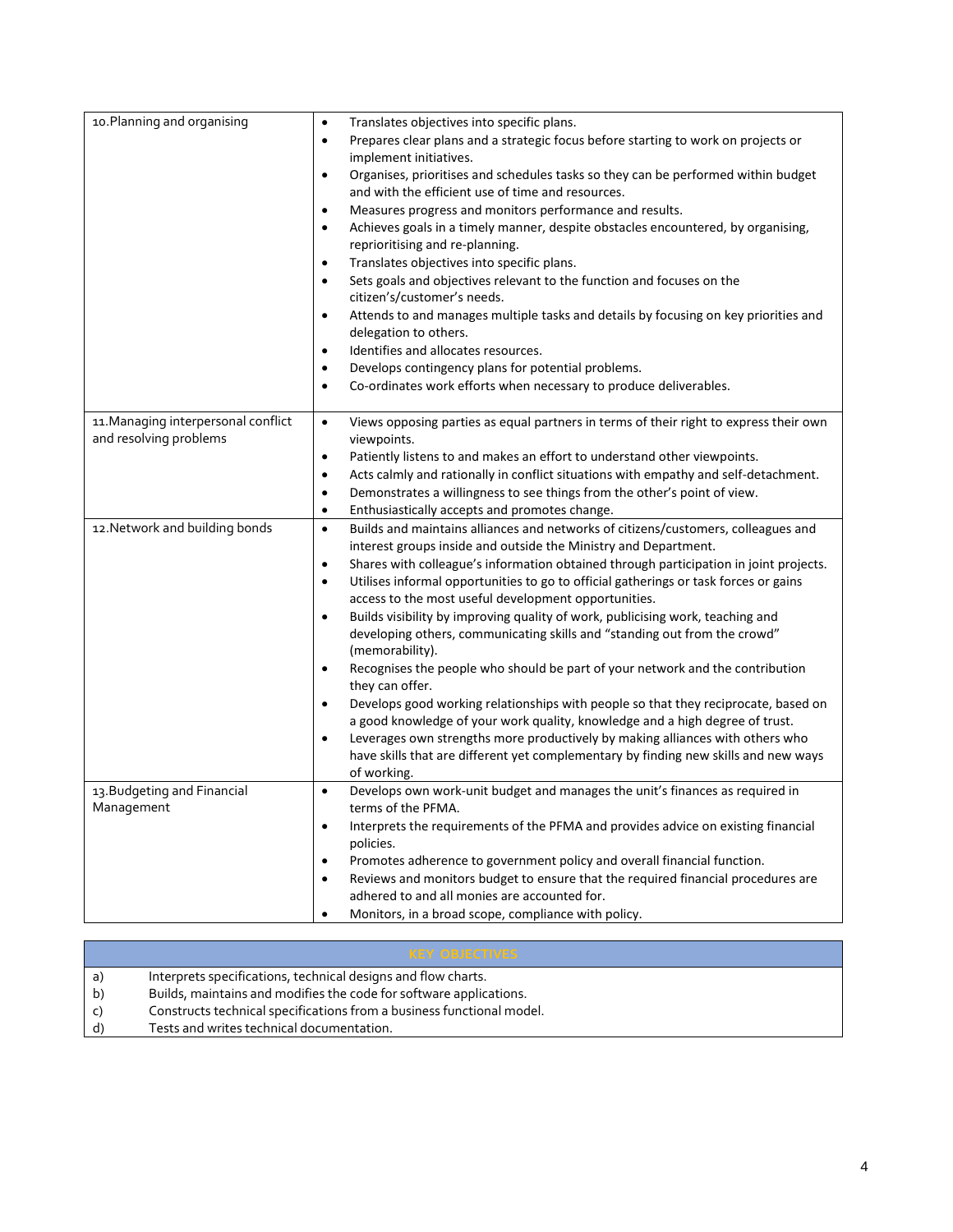| | |
|---|---|
| 10.Planning and organising | • Translates objectives into specific plans.<br>• Prepares clear plans and a strategic focus before starting to work on projects or implement initiatives.<br>• Organises, prioritises and schedules tasks so they can be performed within budget and with the efficient use of time and resources.<br>• Measures progress and monitors performance and results.<br>• Achieves goals in a timely manner, despite obstacles encountered, by organising, reprioritising and re-planning.<br>• Translates objectives into specific plans.<br>• Sets goals and objectives relevant to the function and focuses on the citizen's/customer's needs.<br>• Attends to and manages multiple tasks and details by focusing on key priorities and delegation to others.<br>• Identifies and allocates resources.<br>• Develops contingency plans for potential problems.<br>• Co-ordinates work efforts when necessary to produce deliverables. |
| 11.Managing interpersonal conflict and resolving problems | • Views opposing parties as equal partners in terms of their right to express their own viewpoints.<br>• Patiently listens to and makes an effort to understand other viewpoints.<br>• Acts calmly and rationally in conflict situations with empathy and self-detachment.<br>• Demonstrates a willingness to see things from the other's point of view.<br>• Enthusiastically accepts and promotes change. |
| 12.Network and building bonds | • Builds and maintains alliances and networks of citizens/customers, colleagues and interest groups inside and outside the Ministry and Department.<br>• Shares with colleague's information obtained through participation in joint projects.<br>• Utilises informal opportunities to go to official gatherings or task forces or gains access to the most useful development opportunities.<br>• Builds visibility by improving quality of work, publicising work, teaching and developing others, communicating skills and "standing out from the crowd" (memorability).<br>• Recognises the people who should be part of your network and the contribution they can offer.<br>• Develops good working relationships with people so that they reciprocate, based on a good knowledge of your work quality, knowledge and a high degree of trust.<br>• Leverages own strengths more productively by making alliances with others who have skills that are different yet complementary by finding new skills and new ways of working. |
| 13.Budgeting and Financial Management | • Develops own work-unit budget and manages the unit's finances as required in terms of the PFMA.<br>• Interprets the requirements of the PFMA and provides advice on existing financial policies.<br>• Promotes adherence to government policy and overall financial function.<br>• Reviews and monitors budget to ensure that the required financial procedures are adhered to and all monies are accounted for.<br>• Monitors, in a broad scope, compliance with policy. |

| KEY OBJECTIVES | |
|---|---|
| a) | Interprets specifications, technical designs and flow charts. |
| b) | Builds, maintains and modifies the code for software applications. |
| c) | Constructs technical specifications from a business functional model. |
| d) | Tests and writes technical documentation. |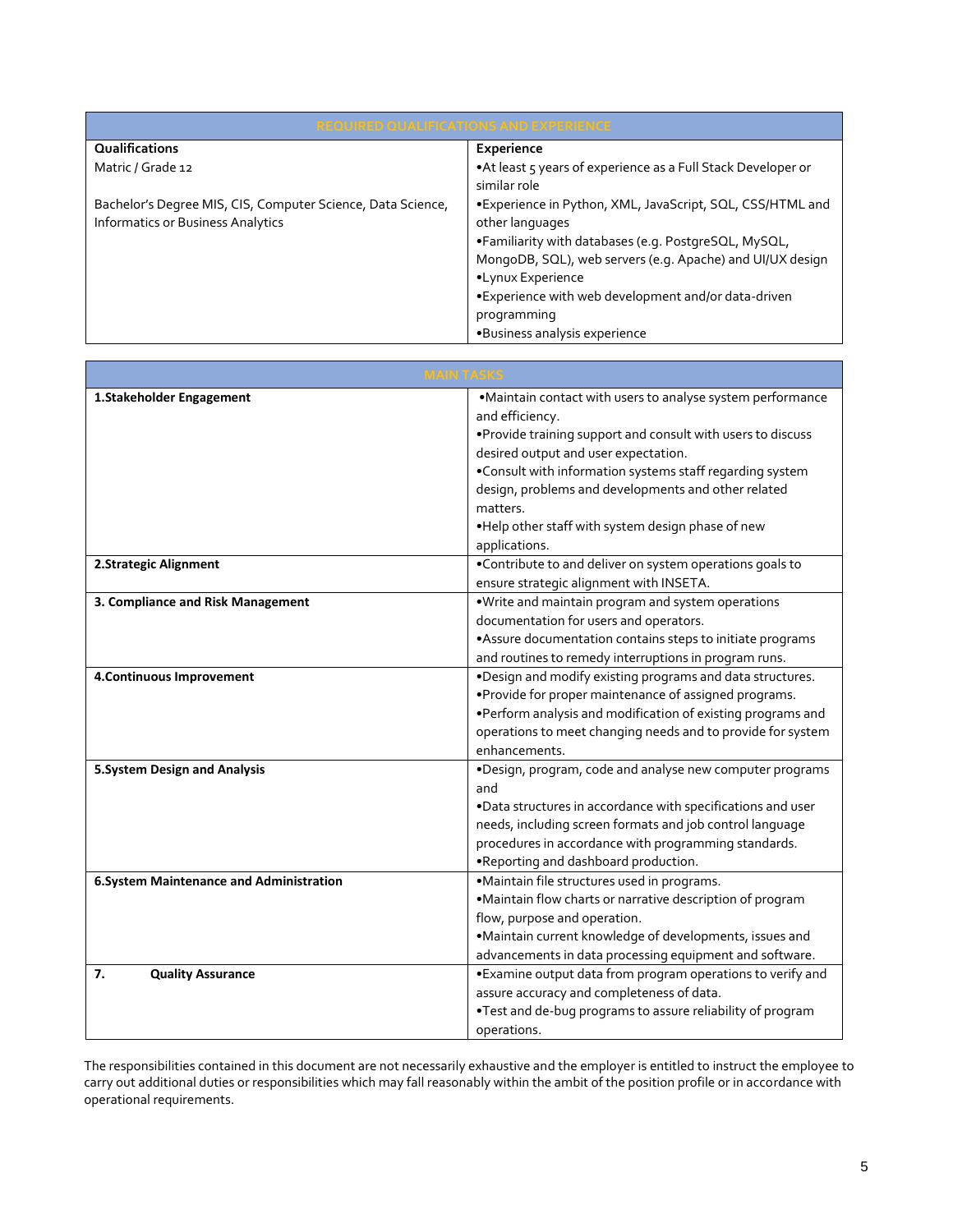| REQUIRED QUALIFICATIONS AND EXPERIENCE | |
|---|---|
| **Qualifications** | **Experience** |
| Matric / Grade 12<br><br>Bachelor's Degree MIS, CIS, Computer Science, Data Science, Informatics or Business Analytics | •At least 5 years of experience as a Full Stack Developer or similar role<br>•Experience in Python, XML, JavaScript, SQL, CSS/HTML and other languages<br>•Familiarity with databases (e.g. PostgreSQL, MySQL, MongoDB, SQL), web servers (e.g. Apache) and UI/UX design<br>•Lynux Experience<br>•Experience with web development and/or data-driven programming<br>•Business analysis experience |

| MAIN TASKS | |
|---|---|
| **1.Stakeholder Engagement** | •Maintain contact with users to analyse system performance and efficiency.<br>•Provide training support and consult with users to discuss desired output and user expectation.<br>•Consult with information systems staff regarding system design, problems and developments and other related matters.<br>•Help other staff with system design phase of new applications. |
| **2.Strategic Alignment** | •Contribute to and deliver on system operations goals to ensure strategic alignment with INSETA. |
| **3. Compliance and Risk Management** | •Write and maintain program and system operations documentation for users and operators.<br>•Assure documentation contains steps to initiate programs and routines to remedy interruptions in program runs. |
| **4.Continuous Improvement** | •Design and modify existing programs and data structures.<br>•Provide for proper maintenance of assigned programs.<br>•Perform analysis and modification of existing programs and operations to meet changing needs and to provide for system enhancements. |
| **5.System Design and Analysis** | •Design, program, code and analyse new computer programs and<br>•Data structures in accordance with specifications and user needs, including screen formats and job control language procedures in accordance with programming standards.<br>•Reporting and dashboard production. |
| **6.System Maintenance and Administration** | •Maintain file structures used in programs.<br>•Maintain flow charts or narrative description of program flow, purpose and operation.<br>•Maintain current knowledge of developments, issues and advancements in data processing equipment and software. |
| **7. Quality Assurance** | •Examine output data from program operations to verify and assure accuracy and completeness of data.<br>•Test and de-bug programs to assure reliability of program operations. |

The responsibilities contained in this document are not necessarily exhaustive and the employer is entitled to instruct the employee to carry out additional duties or responsibilities which may fall reasonably within the ambit of the position profile or in accordance with operational requirements.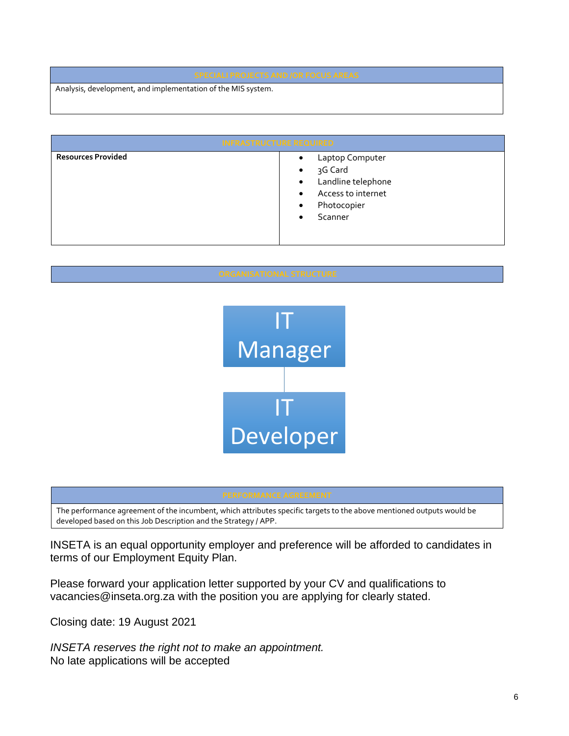| SPECIALI PROJECTS AND /OR FOCUS AREAS |
| --- |
| Analysis, development, and implementation of the MIS system. |

| INFRASTRUCTURE REQUIRED | |
| --- | --- |
| **Resources Provided** | • Laptop Computer<br>• 3G Card<br>• Landline telephone<br>• Access to internet<br>• Photocopier<br>• Scanner |

| ORGANISATIONAL STRUCTURE |
| --- |

IT Manager

IT Developer

| PERFORMANCE AGREEMENT |
| --- |
| The performance agreement of the incumbent, which attributes specific targets to the above mentioned outputs would be developed based on this Job Description and the Strategy / APP. |

INSETA is an equal opportunity employer and preference will be afforded to candidates in terms of our Employment Equity Plan.

Please forward your application letter supported by your CV and qualifications to vacancies@inseta.org.za with the position you are applying for clearly stated.

Closing date: 19 August 2021

*INSETA reserves the right not to make an appointment.*
No late applications will be accepted